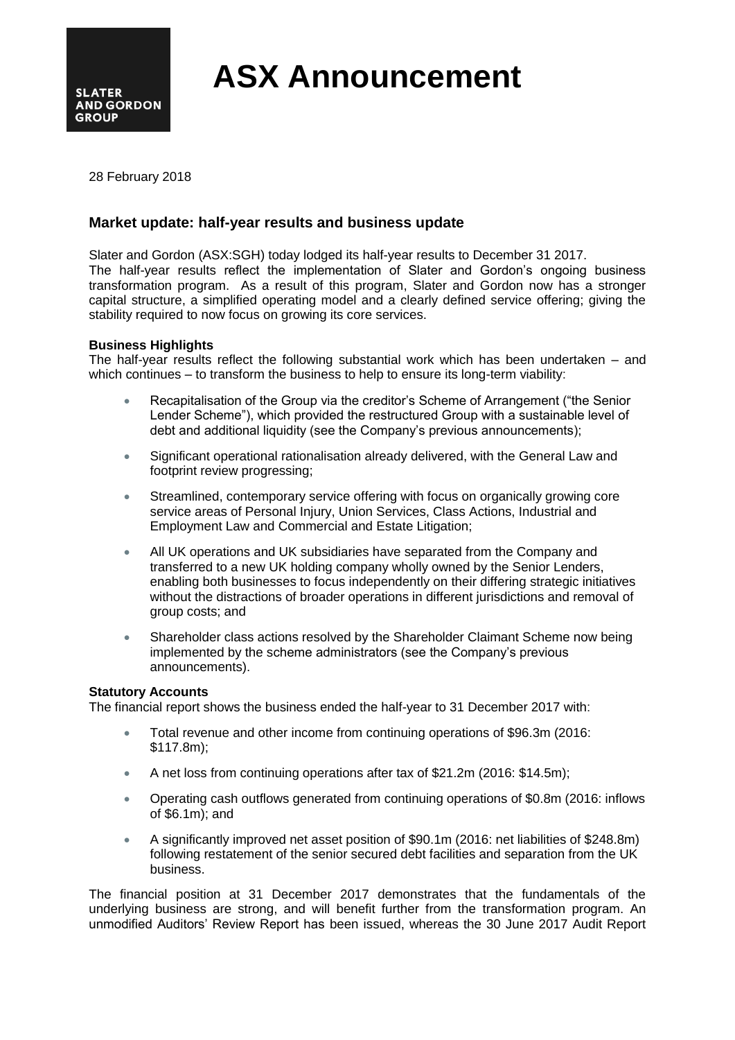SLATER AND GORDON GROUP

# ASX Announcement

28 February 2018

## Market update: half-year results and business update

Slater and Gordon (ASX:SGH) today lodged its half-year results to December 31 2017.
The half-year results reflect the implementation of Slater and Gordon's ongoing business transformation program. As a result of this program, Slater and Gordon now has a stronger capital structure, a simplified operating model and a clearly defined service offering; giving the stability required to now focus on growing its core services.

**Business Highlights**
The half-year results reflect the following substantial work which has been undertaken – and which continues – to transform the business to help to ensure its long-term viability:

- Recapitalisation of the Group via the creditor's Scheme of Arrangement ("the Senior Lender Scheme"), which provided the restructured Group with a sustainable level of debt and additional liquidity (see the Company's previous announcements);
- Significant operational rationalisation already delivered, with the General Law and footprint review progressing;
- Streamlined, contemporary service offering with focus on organically growing core service areas of Personal Injury, Union Services, Class Actions, Industrial and Employment Law and Commercial and Estate Litigation;
- All UK operations and UK subsidiaries have separated from the Company and transferred to a new UK holding company wholly owned by the Senior Lenders, enabling both businesses to focus independently on their differing strategic initiatives without the distractions of broader operations in different jurisdictions and removal of group costs; and
- Shareholder class actions resolved by the Shareholder Claimant Scheme now being implemented by the scheme administrators (see the Company's previous announcements).

**Statutory Accounts**
The financial report shows the business ended the half-year to 31 December 2017 with:

- Total revenue and other income from continuing operations of $96.3m (2016: $117.8m);
- A net loss from continuing operations after tax of $21.2m (2016: $14.5m);
- Operating cash outflows generated from continuing operations of $0.8m (2016: inflows of $6.1m); and
- A significantly improved net asset position of $90.1m (2016: net liabilities of $248.8m) following restatement of the senior secured debt facilities and separation from the UK business.

The financial position at 31 December 2017 demonstrates that the fundamentals of the underlying business are strong, and will benefit further from the transformation program. An unmodified Auditors' Review Report has been issued, whereas the 30 June 2017 Audit Report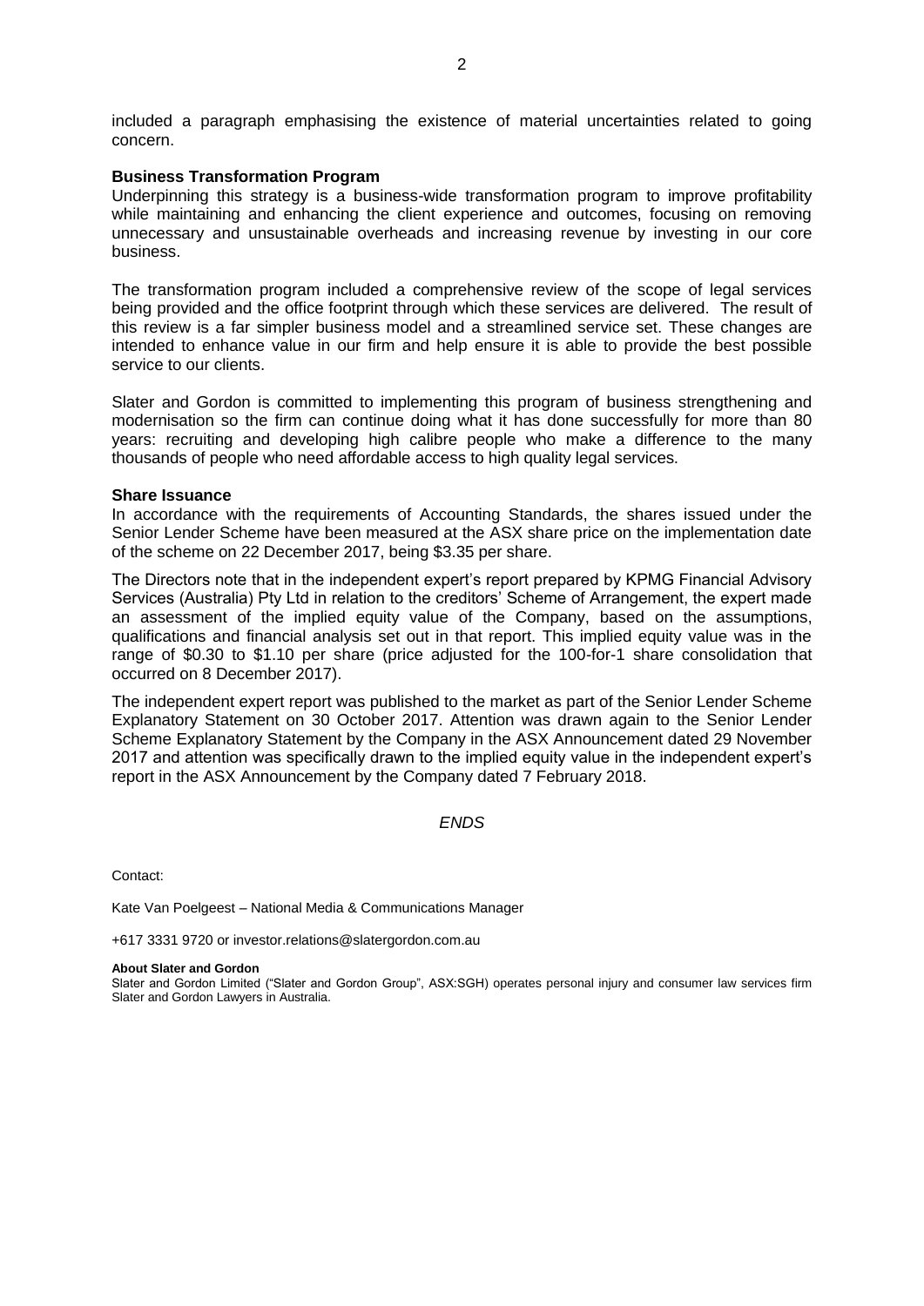included a paragraph emphasising the existence of material uncertainties related to going concern.

**Business Transformation Program**

Underpinning this strategy is a business-wide transformation program to improve profitability while maintaining and enhancing the client experience and outcomes, focusing on removing unnecessary and unsustainable overheads and increasing revenue by investing in our core business.

The transformation program included a comprehensive review of the scope of legal services being provided and the office footprint through which these services are delivered. The result of this review is a far simpler business model and a streamlined service set. These changes are intended to enhance value in our firm and help ensure it is able to provide the best possible service to our clients.

Slater and Gordon is committed to implementing this program of business strengthening and modernisation so the firm can continue doing what it has done successfully for more than 80 years: recruiting and developing high calibre people who make a difference to the many thousands of people who need affordable access to high quality legal services.

**Share Issuance**

In accordance with the requirements of Accounting Standards, the shares issued under the Senior Lender Scheme have been measured at the ASX share price on the implementation date of the scheme on 22 December 2017, being $3.35 per share.

The Directors note that in the independent expert's report prepared by KPMG Financial Advisory Services (Australia) Pty Ltd in relation to the creditors' Scheme of Arrangement, the expert made an assessment of the implied equity value of the Company, based on the assumptions, qualifications and financial analysis set out in that report. This implied equity value was in the range of $0.30 to $1.10 per share (price adjusted for the 100-for-1 share consolidation that occurred on 8 December 2017).

The independent expert report was published to the market as part of the Senior Lender Scheme Explanatory Statement on 30 October 2017. Attention was drawn again to the Senior Lender Scheme Explanatory Statement by the Company in the ASX Announcement dated 29 November 2017 and attention was specifically drawn to the implied equity value in the independent expert's report in the ASX Announcement by the Company dated 7 February 2018.

*ENDS*

Contact:

Kate Van Poelgeest – National Media & Communications Manager

+617 3331 9720 or investor.relations@slatergordon.com.au

**About Slater and Gordon**

Slater and Gordon Limited ("Slater and Gordon Group", ASX:SGH) operates personal injury and consumer law services firm Slater and Gordon Lawyers in Australia.